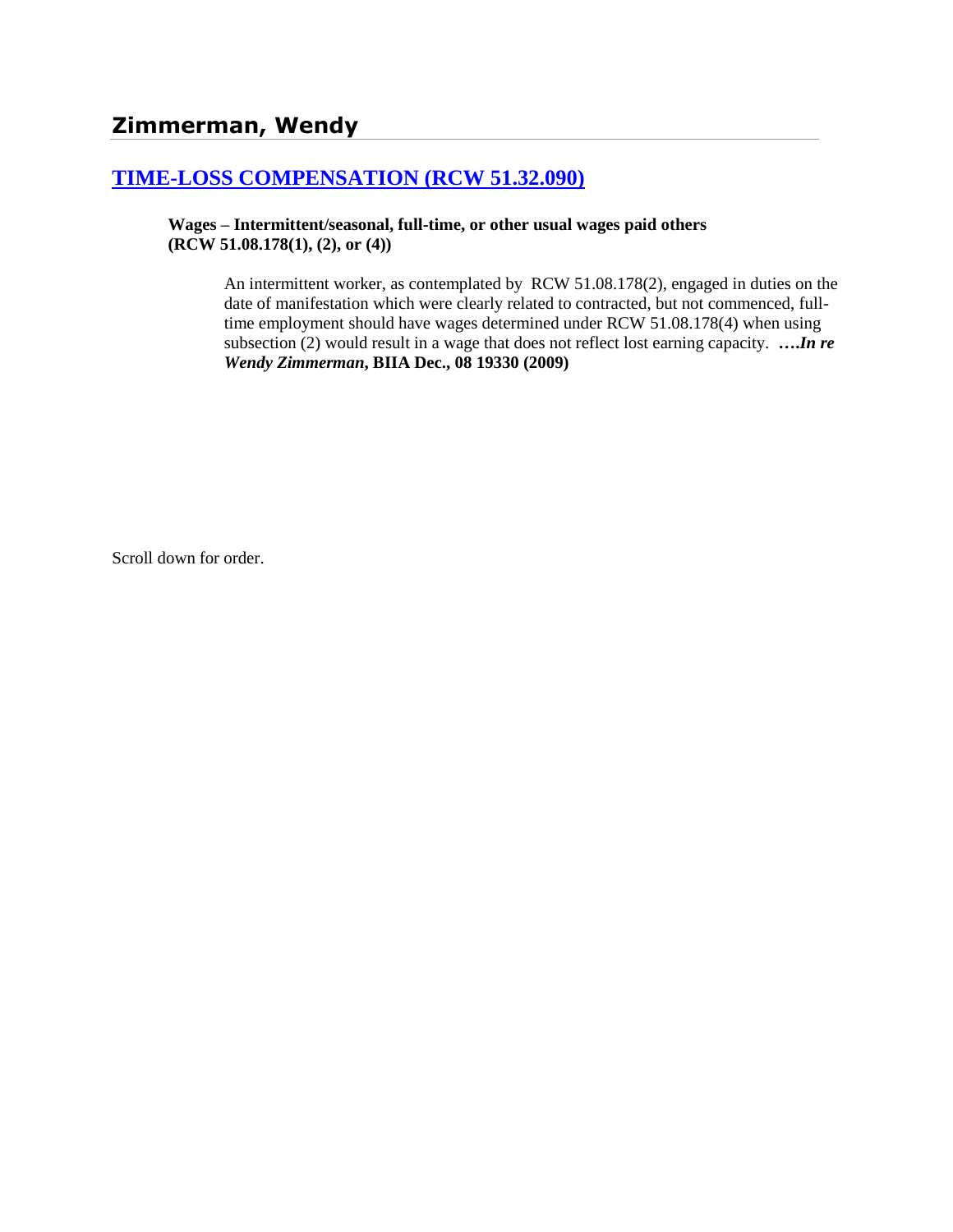## Zimmerman, Wendy

### [TIME-LOSS COMPENSATION (RCW 51.32.090)]

**Wages – Intermittent/seasonal, full-time, or other usual wages paid others (RCW 51.08.178(1), (2), or (4))**

An intermittent worker, as contemplated by RCW 51.08.178(2), engaged in duties on the date of manifestation which were clearly related to contracted, but not commenced, full-time employment should have wages determined under RCW 51.08.178(4) when using subsection (2) would result in a wage that does not reflect lost earning capacity. ***….In re Wendy Zimmerman*, BIIA Dec., 08 19330 (2009)**

Scroll down for order.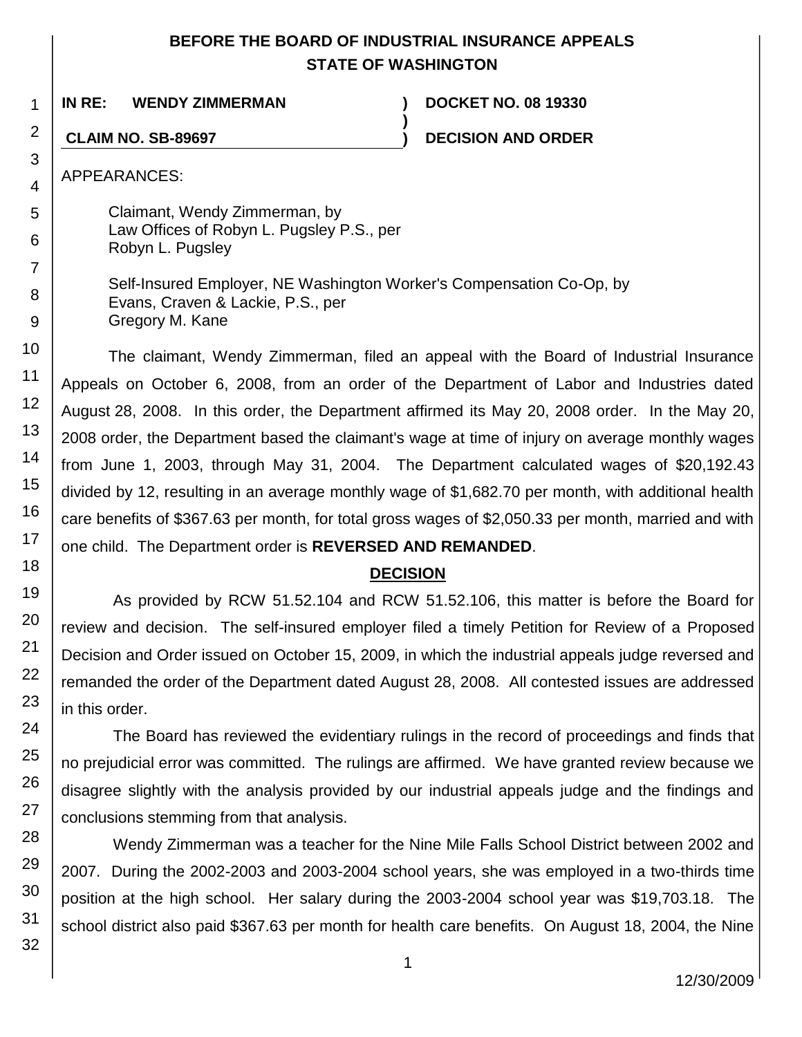# BEFORE THE BOARD OF INDUSTRIAL INSURANCE APPEALS
# STATE OF WASHINGTON

**IN RE: WENDY ZIMMERMAN** ) **DOCKET NO. 08 19330**
)
**CLAIM NO. SB-89697** ) **DECISION AND ORDER**

APPEARANCES:

Claimant, Wendy Zimmerman, by
Law Offices of Robyn L. Pugsley P.S., per
Robyn L. Pugsley

Self-Insured Employer, NE Washington Worker's Compensation Co-Op, by
Evans, Craven & Lackie, P.S., per
Gregory M. Kane

The claimant, Wendy Zimmerman, filed an appeal with the Board of Industrial Insurance Appeals on October 6, 2008, from an order of the Department of Labor and Industries dated August 28, 2008. In this order, the Department affirmed its May 20, 2008 order. In the May 20, 2008 order, the Department based the claimant's wage at time of injury on average monthly wages from June 1, 2003, through May 31, 2004. The Department calculated wages of $20,192.43 divided by 12, resulting in an average monthly wage of $1,682.70 per month, with additional health care benefits of $367.63 per month, for total gross wages of $2,050.33 per month, married and with one child. The Department order is **REVERSED AND REMANDED**.

## DECISION

As provided by RCW 51.52.104 and RCW 51.52.106, this matter is before the Board for review and decision. The self-insured employer filed a timely Petition for Review of a Proposed Decision and Order issued on October 15, 2009, in which the industrial appeals judge reversed and remanded the order of the Department dated August 28, 2008. All contested issues are addressed in this order.

The Board has reviewed the evidentiary rulings in the record of proceedings and finds that no prejudicial error was committed. The rulings are affirmed. We have granted review because we disagree slightly with the analysis provided by our industrial appeals judge and the findings and conclusions stemming from that analysis.

Wendy Zimmerman was a teacher for the Nine Mile Falls School District between 2002 and 2007. During the 2002-2003 and 2003-2004 school years, she was employed in a two-thirds time position at the high school. Her salary during the 2003-2004 school year was $19,703.18. The school district also paid $367.63 per month for health care benefits. On August 18, 2004, the Nine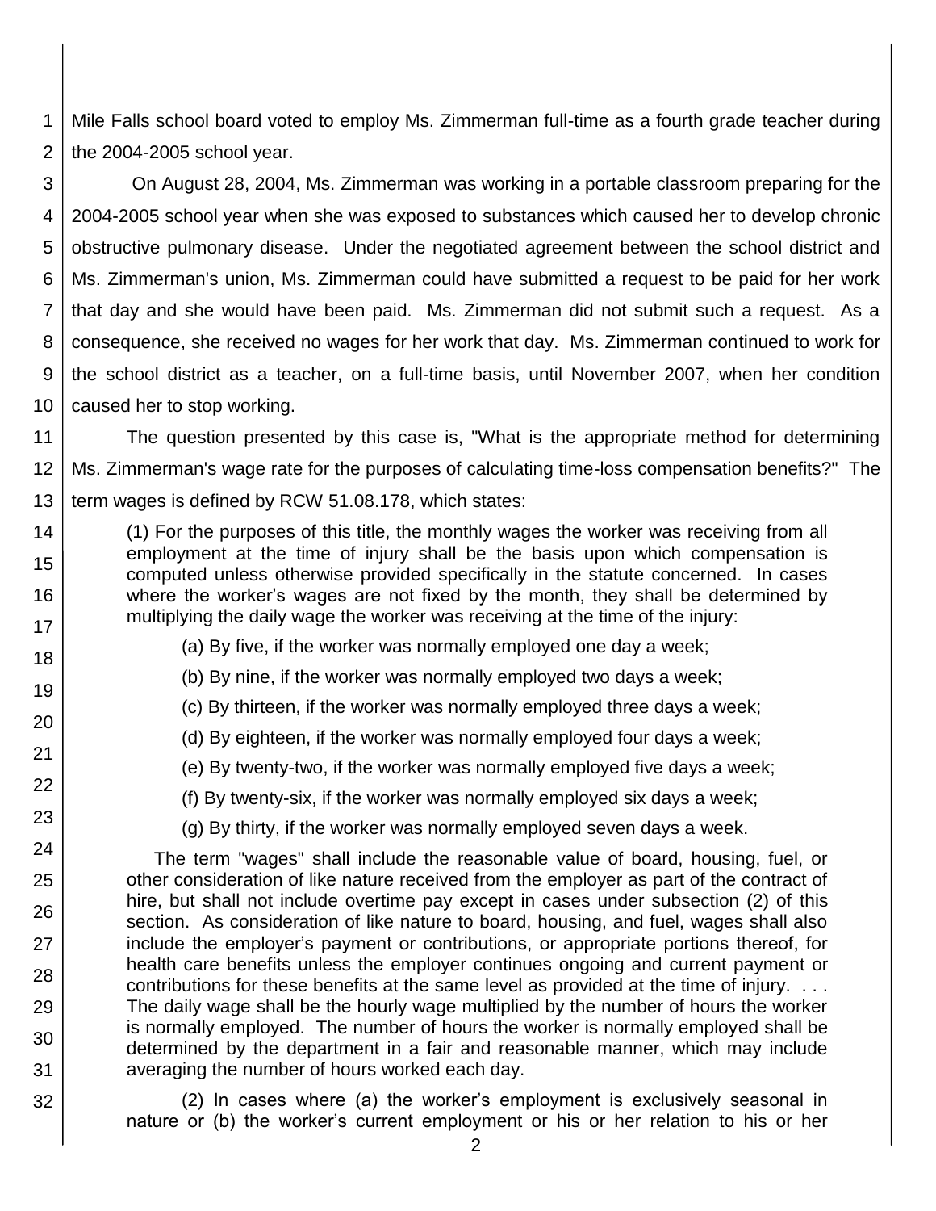Mile Falls school board voted to employ Ms. Zimmerman full-time as a fourth grade teacher during the 2004-2005 school year.

On August 28, 2004, Ms. Zimmerman was working in a portable classroom preparing for the 2004-2005 school year when she was exposed to substances which caused her to develop chronic obstructive pulmonary disease. Under the negotiated agreement between the school district and Ms. Zimmerman's union, Ms. Zimmerman could have submitted a request to be paid for her work that day and she would have been paid. Ms. Zimmerman did not submit such a request. As a consequence, she received no wages for her work that day. Ms. Zimmerman continued to work for the school district as a teacher, on a full-time basis, until November 2007, when her condition caused her to stop working.

The question presented by this case is, "What is the appropriate method for determining Ms. Zimmerman's wage rate for the purposes of calculating time-loss compensation benefits?" The term wages is defined by RCW 51.08.178, which states:

> (1) For the purposes of this title, the monthly wages the worker was receiving from all employment at the time of injury shall be the basis upon which compensation is computed unless otherwise provided specifically in the statute concerned. In cases where the worker's wages are not fixed by the month, they shall be determined by multiplying the daily wage the worker was receiving at the time of the injury:
>
> (a) By five, if the worker was normally employed one day a week;
>
> (b) By nine, if the worker was normally employed two days a week;
>
> (c) By thirteen, if the worker was normally employed three days a week;
>
> (d) By eighteen, if the worker was normally employed four days a week;
>
> (e) By twenty-two, if the worker was normally employed five days a week;
>
> (f) By twenty-six, if the worker was normally employed six days a week;
>
> (g) By thirty, if the worker was normally employed seven days a week.
>
> The term "wages" shall include the reasonable value of board, housing, fuel, or other consideration of like nature received from the employer as part of the contract of hire, but shall not include overtime pay except in cases under subsection (2) of this section. As consideration of like nature to board, housing, and fuel, wages shall also include the employer's payment or contributions, or appropriate portions thereof, for health care benefits unless the employer continues ongoing and current payment or contributions for these benefits at the same level as provided at the time of injury. . . . The daily wage shall be the hourly wage multiplied by the number of hours the worker is normally employed. The number of hours the worker is normally employed shall be determined by the department in a fair and reasonable manner, which may include averaging the number of hours worked each day.
>
> (2) In cases where (a) the worker's employment is exclusively seasonal in nature or (b) the worker's current employment or his or her relation to his or her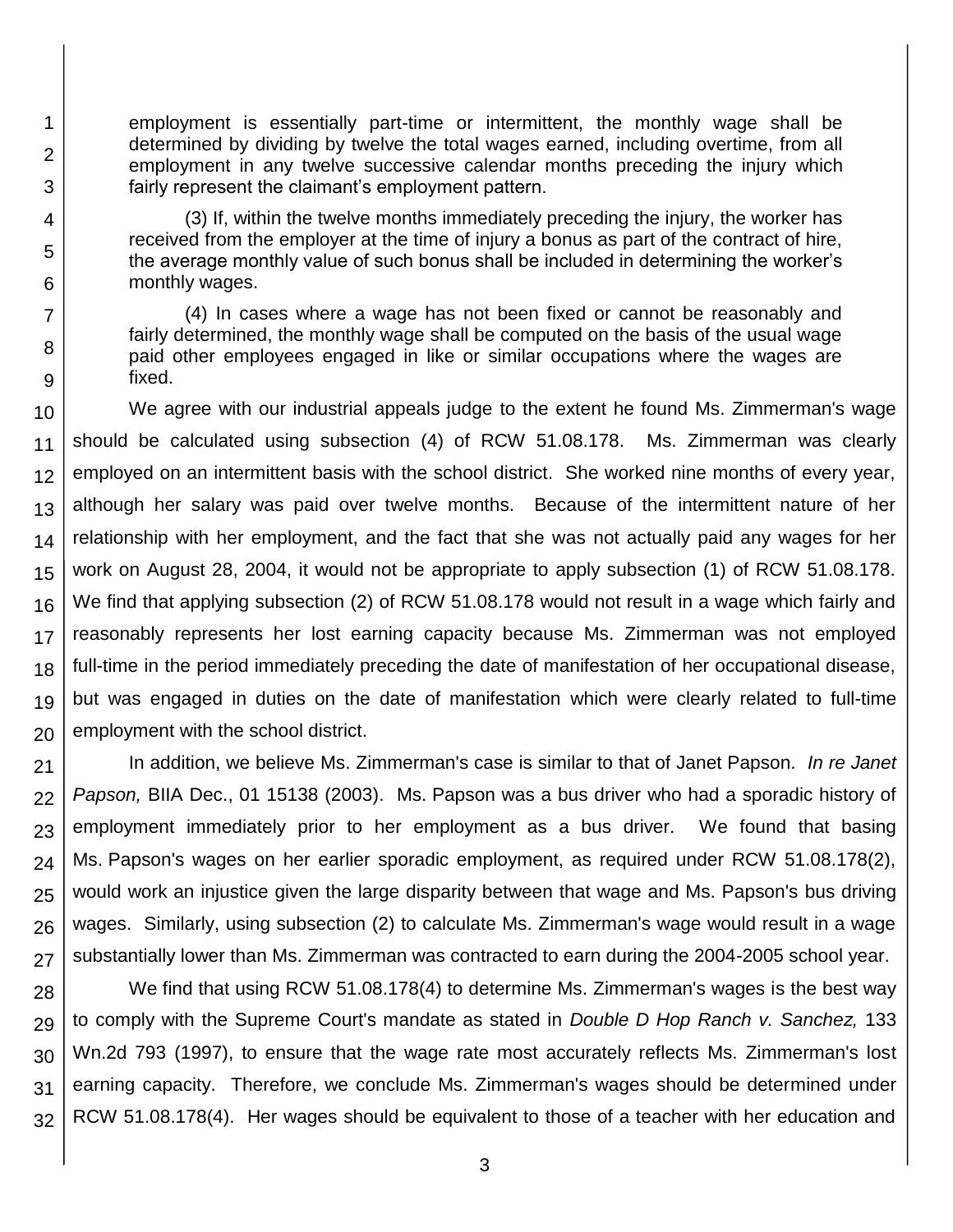employment is essentially part-time or intermittent, the monthly wage shall be determined by dividing by twelve the total wages earned, including overtime, from all employment in any twelve successive calendar months preceding the injury which fairly represent the claimant's employment pattern.

(3) If, within the twelve months immediately preceding the injury, the worker has received from the employer at the time of injury a bonus as part of the contract of hire, the average monthly value of such bonus shall be included in determining the worker's monthly wages.

(4) In cases where a wage has not been fixed or cannot be reasonably and fairly determined, the monthly wage shall be computed on the basis of the usual wage paid other employees engaged in like or similar occupations where the wages are fixed.

We agree with our industrial appeals judge to the extent he found Ms. Zimmerman's wage should be calculated using subsection (4) of RCW 51.08.178. Ms. Zimmerman was clearly employed on an intermittent basis with the school district. She worked nine months of every year, although her salary was paid over twelve months. Because of the intermittent nature of her relationship with her employment, and the fact that she was not actually paid any wages for her work on August 28, 2004, it would not be appropriate to apply subsection (1) of RCW 51.08.178. We find that applying subsection (2) of RCW 51.08.178 would not result in a wage which fairly and reasonably represents her lost earning capacity because Ms. Zimmerman was not employed full-time in the period immediately preceding the date of manifestation of her occupational disease, but was engaged in duties on the date of manifestation which were clearly related to full-time employment with the school district.

In addition, we believe Ms. Zimmerman's case is similar to that of Janet Papson. *In re Janet Papson,* BIIA Dec., 01 15138 (2003). Ms. Papson was a bus driver who had a sporadic history of employment immediately prior to her employment as a bus driver. We found that basing Ms. Papson's wages on her earlier sporadic employment, as required under RCW 51.08.178(2), would work an injustice given the large disparity between that wage and Ms. Papson's bus driving wages. Similarly, using subsection (2) to calculate Ms. Zimmerman's wage would result in a wage substantially lower than Ms. Zimmerman was contracted to earn during the 2004-2005 school year.

We find that using RCW 51.08.178(4) to determine Ms. Zimmerman's wages is the best way to comply with the Supreme Court's mandate as stated in *Double D Hop Ranch v. Sanchez,* 133 Wn.2d 793 (1997), to ensure that the wage rate most accurately reflects Ms. Zimmerman's lost earning capacity. Therefore, we conclude Ms. Zimmerman's wages should be determined under RCW 51.08.178(4). Her wages should be equivalent to those of a teacher with her education and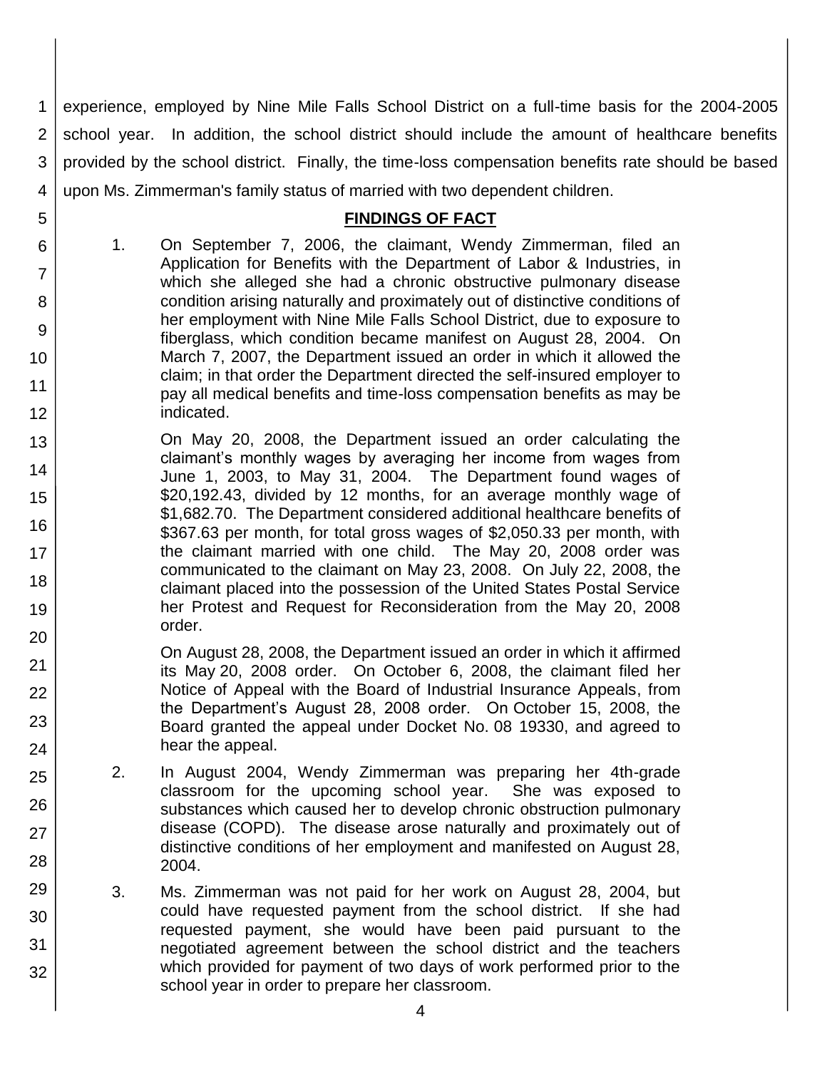experience, employed by Nine Mile Falls School District on a full-time basis for the 2004-2005 school year. In addition, the school district should include the amount of healthcare benefits provided by the school district. Finally, the time-loss compensation benefits rate should be based upon Ms. Zimmerman's family status of married with two dependent children.

**FINDINGS OF FACT**

1. On September 7, 2006, the claimant, Wendy Zimmerman, filed an Application for Benefits with the Department of Labor & Industries, in which she alleged she had a chronic obstructive pulmonary disease condition arising naturally and proximately out of distinctive conditions of her employment with Nine Mile Falls School District, due to exposure to fiberglass, which condition became manifest on August 28, 2004. On March 7, 2007, the Department issued an order in which it allowed the claim; in that order the Department directed the self-insured employer to pay all medical benefits and time-loss compensation benefits as may be indicated.

   On May 20, 2008, the Department issued an order calculating the claimant's monthly wages by averaging her income from wages from June 1, 2003, to May 31, 2004. The Department found wages of $20,192.43, divided by 12 months, for an average monthly wage of $1,682.70. The Department considered additional healthcare benefits of $367.63 per month, for total gross wages of $2,050.33 per month, with the claimant married with one child. The May 20, 2008 order was communicated to the claimant on May 23, 2008. On July 22, 2008, the claimant placed into the possession of the United States Postal Service her Protest and Request for Reconsideration from the May 20, 2008 order.

   On August 28, 2008, the Department issued an order in which it affirmed its May 20, 2008 order. On October 6, 2008, the claimant filed her Notice of Appeal with the Board of Industrial Insurance Appeals, from the Department's August 28, 2008 order. On October 15, 2008, the Board granted the appeal under Docket No. 08 19330, and agreed to hear the appeal.

2. In August 2004, Wendy Zimmerman was preparing her 4th-grade classroom for the upcoming school year. She was exposed to substances which caused her to develop chronic obstruction pulmonary disease (COPD). The disease arose naturally and proximately out of distinctive conditions of her employment and manifested on August 28, 2004.

3. Ms. Zimmerman was not paid for her work on August 28, 2004, but could have requested payment from the school district. If she had requested payment, she would have been paid pursuant to the negotiated agreement between the school district and the teachers which provided for payment of two days of work performed prior to the school year in order to prepare her classroom.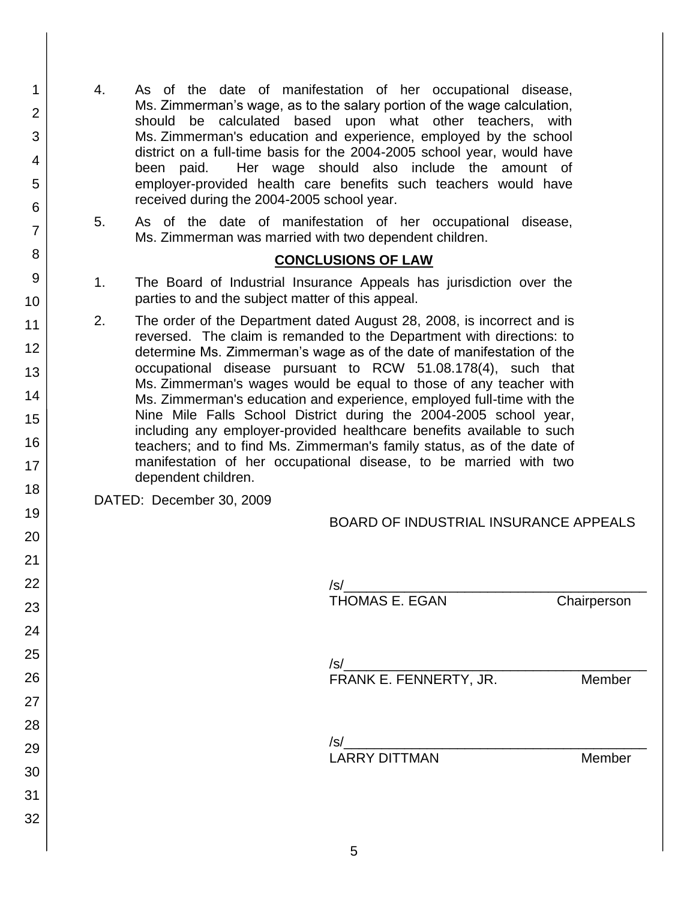4. As of the date of manifestation of her occupational disease, Ms. Zimmerman's wage, as to the salary portion of the wage calculation, should be calculated based upon what other teachers, with Ms. Zimmerman's education and experience, employed by the school district on a full-time basis for the 2004-2005 school year, would have been paid. Her wage should also include the amount of employer-provided health care benefits such teachers would have received during the 2004-2005 school year.

5. As of the date of manifestation of her occupational disease, Ms. Zimmerman was married with two dependent children.

## CONCLUSIONS OF LAW

1. The Board of Industrial Insurance Appeals has jurisdiction over the parties to and the subject matter of this appeal.

2. The order of the Department dated August 28, 2008, is incorrect and is reversed. The claim is remanded to the Department with directions: to determine Ms. Zimmerman's wage as of the date of manifestation of the occupational disease pursuant to RCW 51.08.178(4), such that Ms. Zimmerman's wages would be equal to those of any teacher with Ms. Zimmerman's education and experience, employed full-time with the Nine Mile Falls School District during the 2004-2005 school year, including any employer-provided healthcare benefits available to such teachers; and to find Ms. Zimmerman's family status, as of the date of manifestation of her occupational disease, to be married with two dependent children.

DATED: December 30, 2009

BOARD OF INDUSTRIAL INSURANCE APPEALS

/s/\_\_\_\_\_\_\_\_\_\_\_\_\_\_\_\_\_\_\_\_\_\_\_\_\_\_\_\_\_\_\_\_\_\_\_\_\_\_\_\_
THOMAS E. EGAN Chairperson

/s/\_\_\_\_\_\_\_\_\_\_\_\_\_\_\_\_\_\_\_\_\_\_\_\_\_\_\_\_\_\_\_\_\_\_\_\_\_\_\_\_
FRANK E. FENNERTY, JR. Member

/s/\_\_\_\_\_\_\_\_\_\_\_\_\_\_\_\_\_\_\_\_\_\_\_\_\_\_\_\_\_\_\_\_\_\_\_\_\_\_\_\_
LARRY DITTMAN Member